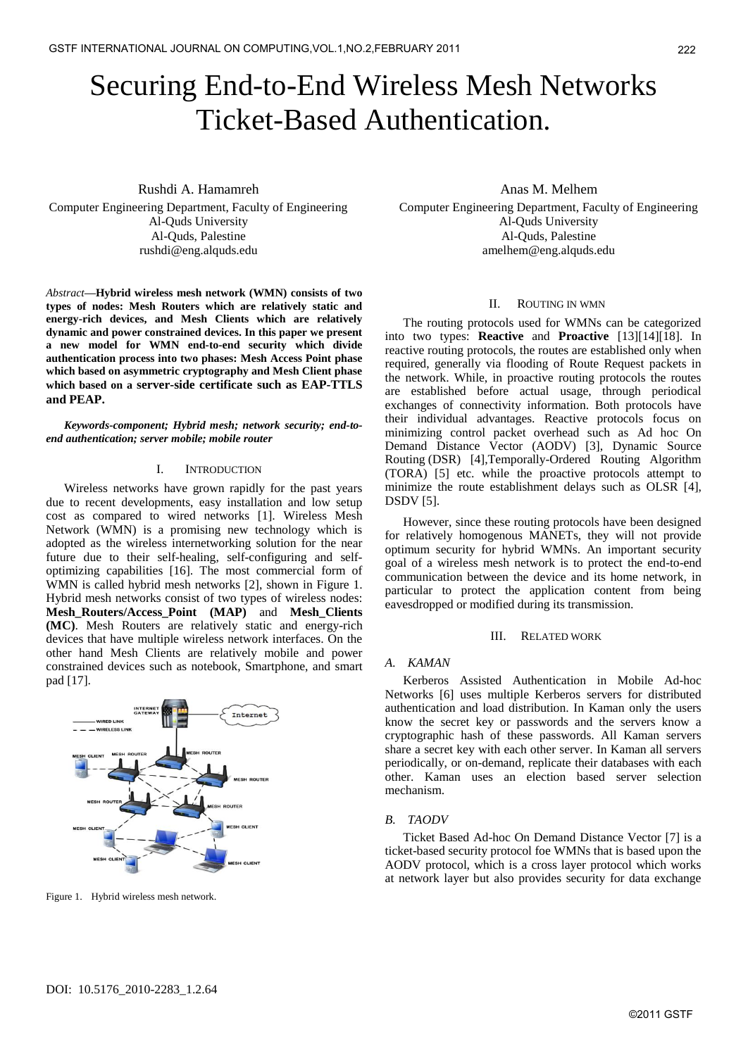# Securing End-to-End Wireless Mesh Networks Ticket-Based Authentication.

Rushdi A. Hamamreh
Computer Engineering Department, Faculty of Engineering
Al-Quds University
Al-Quds, Palestine
rushdi@eng.alquds.edu

Anas M. Melhem
Computer Engineering Department, Faculty of Engineering
Al-Quds University
Al-Quds, Palestine
amelhem@eng.alquds.edu

*Abstract*—**Hybrid wireless mesh network (WMN) consists of two types of nodes: Mesh Routers which are relatively static and energy-rich devices, and Mesh Clients which are relatively dynamic and power constrained devices. In this paper we present a new model for WMN end-to-end security which divide authentication process into two phases: Mesh Access Point phase which based on asymmetric cryptography and Mesh Client phase which based on a server-side certificate such as EAP-TTLS and PEAP.**

***Keywords-component; Hybrid mesh; network security; end-to-end authentication; server mobile; mobile router***

## I. Introduction

Wireless networks have grown rapidly for the past years due to recent developments, easy installation and low setup cost as compared to wired networks [1]. Wireless Mesh Network (WMN) is a promising new technology which is adopted as the wireless internetworking solution for the near future due to their self-healing, self-configuring and self-optimizing capabilities [16]. The most commercial form of WMN is called hybrid mesh networks [2], shown in Figure 1. Hybrid mesh networks consist of two types of wireless nodes: **Mesh_Routers/Access_Point (MAP)** and **Mesh_Clients (MC)**. Mesh Routers are relatively static and energy-rich devices that have multiple wireless network interfaces. On the other hand Mesh Clients are relatively mobile and power constrained devices such as notebook, Smartphone, and smart pad [17].

Figure 1. Hybrid wireless mesh network.

## II. Routing in WMN

The routing protocols used for WMNs can be categorized into two types: **Reactive** and **Proactive** [13][14][18]. In reactive routing protocols, the routes are established only when required, generally via flooding of Route Request packets in the network. While, in proactive routing protocols the routes are established before actual usage, through periodical exchanges of connectivity information. Both protocols have their individual advantages. Reactive protocols focus on minimizing control packet overhead such as Ad hoc On Demand Distance Vector (AODV) [3], Dynamic Source Routing (DSR) [4],Temporally-Ordered Routing Algorithm (TORA) [5] etc. while the proactive protocols attempt to minimize the route establishment delays such as OLSR [4], DSDV [5].

However, since these routing protocols have been designed for relatively homogenous MANETs, they will not provide optimum security for hybrid WMNs. An important security goal of a wireless mesh network is to protect the end-to-end communication between the device and its home network, in particular to protect the application content from being eavesdropped or modified during its transmission.

## III. Related Work

### A. KAMAN

Kerberos Assisted Authentication in Mobile Ad-hoc Networks [6] uses multiple Kerberos servers for distributed authentication and load distribution. In Kaman only the users know the secret key or passwords and the servers know a cryptographic hash of these passwords. All Kaman servers share a secret key with each other server. In Kaman all servers periodically, or on-demand, replicate their databases with each other. Kaman uses an election based server selection mechanism.

### B. TAODV

Ticket Based Ad-hoc On Demand Distance Vector [7] is a ticket-based security protocol foe WMNs that is based upon the AODV protocol, which is a cross layer protocol which works at network layer but also provides security for data exchange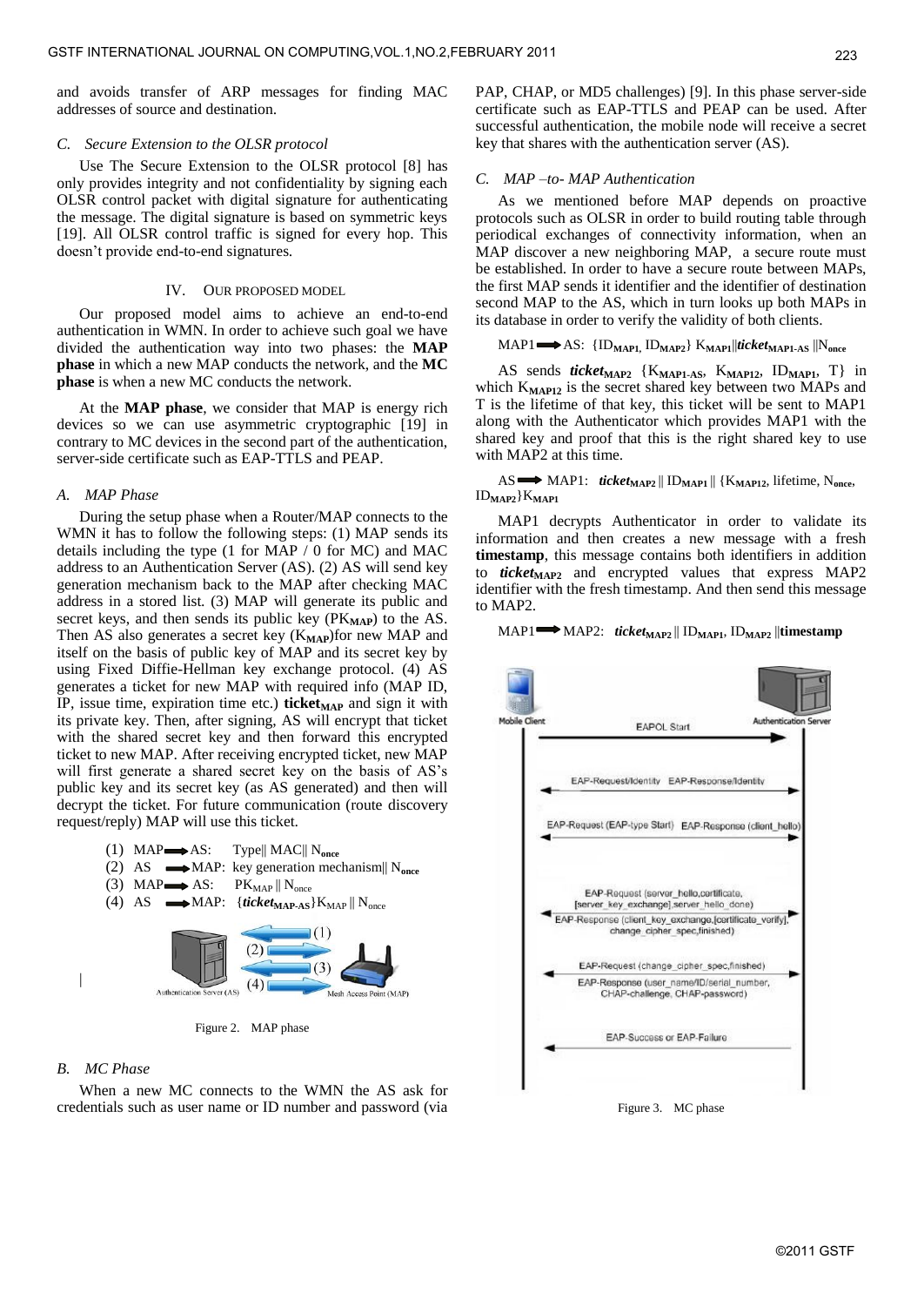and avoids transfer of ARP messages for finding MAC addresses of source and destination.

### C. Secure Extension to the OLSR protocol

Use The Secure Extension to the OLSR protocol [8] has only provides integrity and not confidentiality by signing each OLSR control packet with digital signature for authenticating the message. The digital signature is based on symmetric keys [19]. All OLSR control traffic is signed for every hop. This doesn't provide end-to-end signatures.

## IV. OUR PROPOSED MODEL

Our proposed model aims to achieve an end-to-end authentication in WMN. In order to achieve such goal we have divided the authentication way into two phases: the **MAP phase** in which a new MAP conducts the network, and the **MC phase** is when a new MC conducts the network.

At the **MAP phase**, we consider that MAP is energy rich devices so we can use asymmetric cryptographic [19] in contrary to MC devices in the second part of the authentication, server-side certificate such as EAP-TTLS and PEAP.

### A. MAP Phase

During the setup phase when a Router/MAP connects to the WMN it has to follow the following steps: (1) MAP sends its details including the type (1 for MAP / 0 for MC) and MAC address to an Authentication Server (AS). (2) AS will send key generation mechanism back to the MAP after checking MAC address in a stored list. (3) MAP will generate its public and secret keys, and then sends its public key ($PK_{MAP}$) to the AS. Then AS also generates a secret key ($K_{MAP}$)for new MAP and itself on the basis of public key of MAP and its secret key by using Fixed Diffie-Hellman key exchange protocol. (4) AS generates a ticket for new MAP with required info (MAP ID, IP, issue time, expiration time etc.) **ticket**$_{MAP}$ and sign it with its private key. Then, after signing, AS will encrypt that ticket with the shared secret key and then forward this encrypted ticket to new MAP. After receiving encrypted ticket, new MAP will first generate a shared secret key on the basis of AS's public key and its secret key (as AS generated) and then will decrypt the ticket. For future communication (route discovery request/reply) MAP will use this ticket.

(1) MAP ➡ AS: Type|| MAC|| $N_{once}$
(2) AS ➡ MAP: key generation mechanism|| $N_{once}$
(3) MAP ➡ AS: $PK_{MAP}$ || $N_{once}$
(4) AS ➡ MAP: {***ticket***$_{MAP-AS}$}$K_{MAP}$ || $N_{once}$

Figure 2. MAP phase

### B. MC Phase

When a new MC connects to the WMN the AS ask for credentials such as user name or ID number and password (via PAP, CHAP, or MD5 challenges) [9]. In this phase server-side certificate such as EAP-TTLS and PEAP can be used. After successful authentication, the mobile node will receive a secret key that shares with the authentication server (AS).

### C. MAP –to- MAP Authentication

As we mentioned before MAP depends on proactive protocols such as OLSR in order to build routing table through periodical exchanges of connectivity information, when an MAP discover a new neighboring MAP, a secure route must be established. In order to have a secure route between MAPs, the first MAP sends it identifier and the identifier of destination second MAP to the AS, which in turn looks up both MAPs in its database in order to verify the validity of both clients.

MAP1 ➡ AS: {$ID_{MAP1}$, $ID_{MAP2}$} $K_{MAP1}$||***ticket***$_{MAP1-AS}$ ||$N_{once}$

AS sends ***ticket***$_{MAP2}$ {$K_{MAP1-AS}$, $K_{MAP12}$, $ID_{MAP1}$, T} in which $K_{MAP12}$ is the secret shared key between two MAPs and T is the lifetime of that key, this ticket will be sent to MAP1 along with the Authenticator which provides MAP1 with the shared key and proof that this is the right shared key to use with MAP2 at this time.

AS ➡ MAP1: ***ticket***$_{MAP2}$ || $ID_{MAP1}$ || {$K_{MAP12}$, lifetime, $N_{once}$, $ID_{MAP2}$}$K_{MAP1}$

MAP1 decrypts Authenticator in order to validate its information and then creates a new message with a fresh **timestamp**, this message contains both identifiers in addition to ***ticket***$_{MAP2}$ and encrypted values that express MAP2 identifier with the fresh timestamp. And then send this message to MAP2.

MAP1 ➡ MAP2: ***ticket***$_{MAP2}$ || $ID_{MAP1}$, $ID_{MAP2}$ ||**timestamp**

Figure 3. MC phase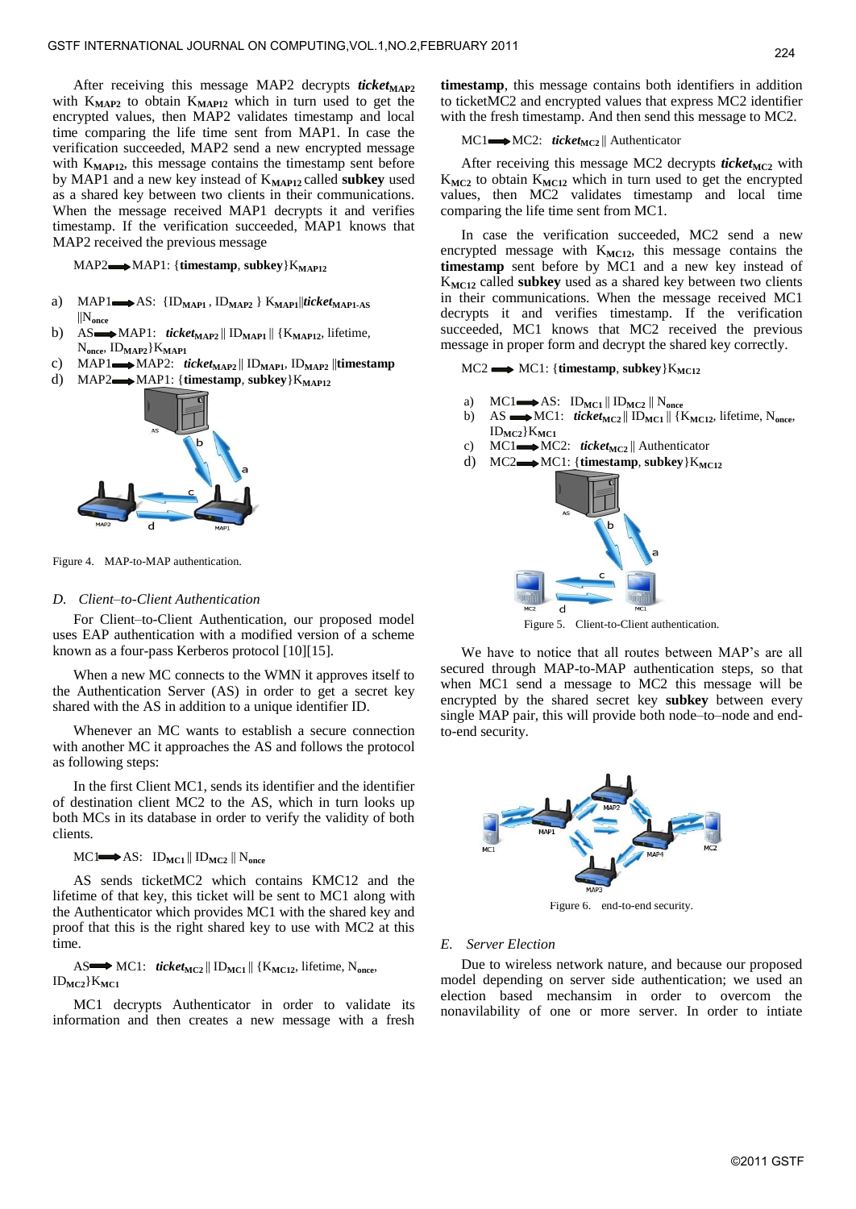After receiving this message MAP2 decrypts ***ticket***$_{MAP2}$ with $K_{MAP2}$ to obtain $K_{MAP12}$ which in turn used to get the encrypted values, then MAP2 validates timestamp and local time comparing the life time sent from MAP1. In case the verification succeeded, MAP2 send a new encrypted message with $K_{MAP12}$, this message contains the timestamp sent before by MAP1 and a new key instead of $K_{MAP12}$ called **subkey** used as a shared key between two clients in their communications. When the message received MAP1 decrypts it and verifies timestamp. If the verification succeeded, MAP1 knows that MAP2 received the previous message

MAP2 → MAP1: {**timestamp**, **subkey**}$K_{MAP12}$

a) MAP1 → AS: {$ID_{MAP1}$ , $ID_{MAP2}$ } $K_{MAP1}$||***ticket***$_{MAP1\text{-}AS}$ ||$N_{once}$
b) AS → MAP1: ***ticket***$_{MAP2}$ || $ID_{MAP1}$ || {$K_{MAP12}$, lifetime, $N_{once}$, $ID_{MAP2}$}$K_{MAP1}$
c) MAP1 → MAP2: ***ticket***$_{MAP2}$ || $ID_{MAP1}$, $ID_{MAP2}$ ||**timestamp**
d) MAP2 → MAP1: {**timestamp**, **subkey**}$K_{MAP12}$

Figure 4. MAP-to-MAP authentication.

### D. *Client–to-Client Authentication*

For Client–to-Client Authentication, our proposed model uses EAP authentication with a modified version of a scheme known as a four-pass Kerberos protocol [10][15].

When a new MC connects to the WMN it approves itself to the Authentication Server (AS) in order to get a secret key shared with the AS in addition to a unique identifier ID.

Whenever an MC wants to establish a secure connection with another MC it approaches the AS and follows the protocol as following steps:

In the first Client MC1, sends its identifier and the identifier of destination client MC2 to the AS, which in turn looks up both MCs in its database in order to verify the validity of both clients.

MC1 → AS: $ID_{MC1}$ || $ID_{MC2}$ || $N_{once}$

AS sends ticketMC2 which contains KMC12 and the lifetime of that key, this ticket will be sent to MC1 along with the Authenticator which provides MC1 with the shared key and proof that this is the right shared key to use with MC2 at this time.

AS → MC1: ***ticket***$_{MC2}$ || $ID_{MC1}$ || {$K_{MC12}$, lifetime, $N_{once}$, $ID_{MC2}$}$K_{MC1}$

MC1 decrypts Authenticator in order to validate its information and then creates a new message with a fresh **timestamp**, this message contains both identifiers in addition to ticketMC2 and encrypted values that express MC2 identifier with the fresh timestamp. And then send this message to MC2.

MC1 → MC2: ***ticket***$_{MC2}$ || Authenticator

After receiving this message MC2 decrypts ***ticket***$_{MC2}$ with $K_{MC2}$ to obtain $K_{MC12}$ which in turn used to get the encrypted values, then MC2 validates timestamp and local time comparing the life time sent from MC1.

In case the verification succeeded, MC2 send a new encrypted message with $K_{MC12}$, this message contains the **timestamp** sent before by MC1 and a new key instead of $K_{MC12}$ called **subkey** used as a shared key between two clients in their communications. When the message received MC1 decrypts it and verifies timestamp. If the verification succeeded, MC1 knows that MC2 received the previous message in proper form and decrypt the shared key correctly.

MC2 → MC1: {**timestamp**, **subkey**}$K_{MC12}$

a) MC1 → AS: $ID_{MC1}$ || $ID_{MC2}$ || $N_{once}$
b) AS → MC1: ***ticket***$_{MC2}$ || $ID_{MC1}$ || {$K_{MC12}$, lifetime, $N_{once}$, $ID_{MC2}$}$K_{MC1}$
c) MC1 → MC2: ***ticket***$_{MC2}$ || Authenticator
d) MC2 → MC1: {**timestamp**, **subkey**}$K_{MC12}$

Figure 5. Client-to-Client authentication.

We have to notice that all routes between MAP's are all secured through MAP-to-MAP authentication steps, so that when MC1 send a message to MC2 this message will be encrypted by the shared secret key **subkey** between every single MAP pair, this will provide both node–to–node and end-to-end security.

Figure 6. end-to-end security.

### E. *Server Election*

Due to wireless network nature, and because our proposed model depending on server side authentication; we used an election based mechanism in order to overcom the nonavailability of one or more server. In order to intiate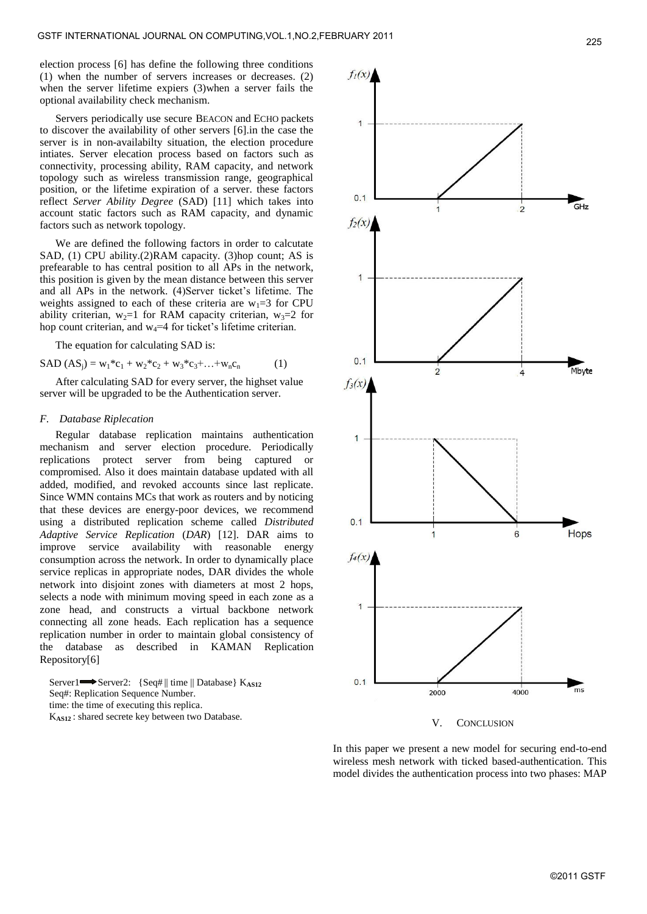election process [6] has define the following three conditions (1) when the number of servers increases or decreases. (2) when the server lifetime expiers (3)when a server fails the optional availability check mechanism.

Servers periodically use secure BEACON and ECHO packets to discover the availability of other servers [6].in the case the server is in non-availabilty situation, the election procedure intiates. Server elecation process based on factors such as connectivity, processing ability, RAM capacity, and network topology such as wireless transmission range, geographical position, or the lifetime expiration of a server. these factors reflect *Server Ability Degree* (SAD) [11] which takes into account static factors such as RAM capacity, and dynamic factors such as network topology.

We are defined the following factors in order to calcutate SAD, (1) CPU ability.(2)RAM capacity. (3)hop count; AS is prefearable to has central position to all APs in the network, this position is given by the mean distance between this server and all APs in the network. (4)Server ticket's lifetime. The weights assigned to each of these criteria are $w_1$=3 for CPU ability criterian, $w_2$=1 for RAM capacity criterian, $w_3$=2 for hop count criterian, and $w_4$=4 for ticket's lifetime criterian.

The equation for calculating SAD is:

$$SAD\ (AS_j) = w_1*c_1 + w_2*c_2 + w_3*c_3+\ldots+w_nc_n \qquad (1)$$

After calculating SAD for every server, the highset value server will be upgraded to be the Authentication server.

### *F. Database Riplecation*

Regular database replication maintains authentication mechanism and server election procedure. Periodically replications protect server from being captured or compromised. Also it does maintain database updated with all added, modified, and revoked accounts since last replicate. Since WMN contains MCs that work as routers and by noticing that these devices are energy-poor devices, we recommend using a distributed replication scheme called *Distributed Adaptive Service Replication* (*DAR*) [12]. DAR aims to improve service availability with reasonable energy consumption across the network. In order to dynamically place service replicas in appropriate nodes, DAR divides the whole network into disjoint zones with diameters at most 2 hops, selects a node with minimum moving speed in each zone as a zone head, and constructs a virtual backbone network connecting all zone heads. Each replication has a sequence replication number in order to maintain global consistency of the database as described in KAMAN Replication Repository[6]

Server1 → Server2: {Seq# || time || Database} $K_{AS12}$

Seq#: Replication Sequence Number.

time: the time of executing this replica.

$K_{AS12}$ : shared secrete key between two Database.

## V. CONCLUSION

In this paper we present a new model for securing end-to-end wireless mesh network with ticked based-authentication. This model divides the authentication process into two phases: MAP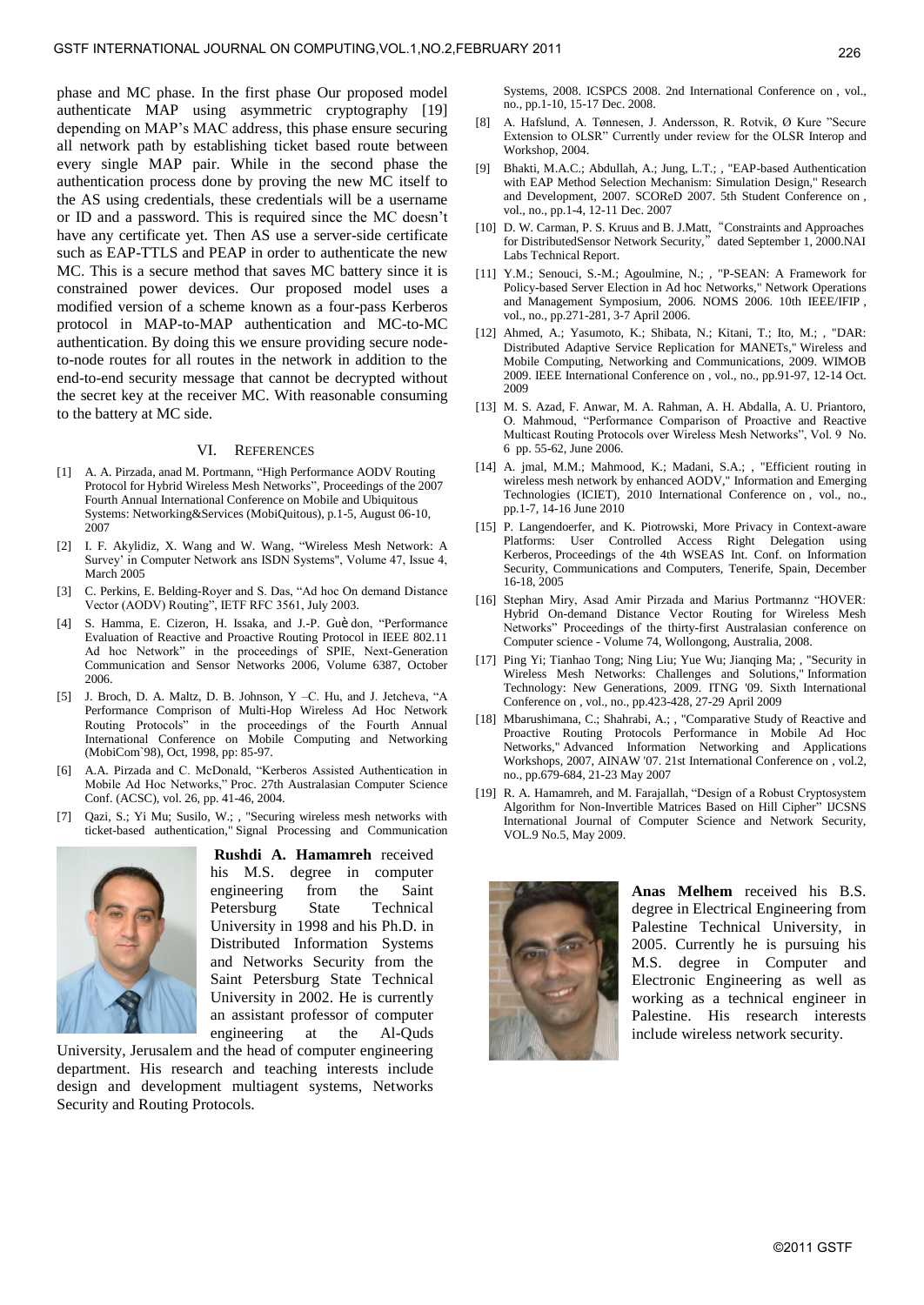phase and MC phase. In the first phase Our proposed model authenticate MAP using asymmetric cryptography [19] depending on MAP's MAC address, this phase ensure securing all network path by establishing ticket based route between every single MAP pair. While in the second phase the authentication process done by proving the new MC itself to the AS using credentials, these credentials will be a username or ID and a password. This is required since the MC doesn't have any certificate yet. Then AS use a server-side certificate such as EAP-TTLS and PEAP in order to authenticate the new MC. This is a secure method that saves MC battery since it is constrained power devices. Our proposed model uses a modified version of a scheme known as a four-pass Kerberos protocol in MAP-to-MAP authentication and MC-to-MC authentication. By doing this we ensure providing secure node-to-node routes for all routes in the network in addition to the end-to-end security message that cannot be decrypted without the secret key at the receiver MC. With reasonable consuming to the battery at MC side.

## VI. References

[1] A. A. Pirzada, anad M. Portmann, "High Performance AODV Routing Protocol for Hybrid Wireless Mesh Networks", Proceedings of the 2007 Fourth Annual International Conference on Mobile and Ubiquitous Systems: Networking&Services (MobiQuitous), p.1-5, August 06-10, 2007

[2] I. F. Akylidiz, X. Wang and W. Wang, "Wireless Mesh Network: A Survey' in Computer Network ans ISDN Systems", Volume 47, Issue 4, March 2005

[3] C. Perkins, E. Belding-Royer and S. Das, "Ad hoc On demand Distance Vector (AODV) Routing", IETF RFC 3561, July 2003.

[4] S. Hamma, E. Cizeron, H. Issaka, and J.-P. Guèdon, "Performance Evaluation of Reactive and Proactive Routing Protocol in IEEE 802.11 Ad hoc Network" in the proceedings of SPIE, Next-Generation Communication and Sensor Networks 2006, Volume 6387, October 2006.

[5] J. Broch, D. A. Maltz, D. B. Johnson, Y –C. Hu, and J. Jetcheva, "A Performance Comprison of Multi-Hop Wireless Ad Hoc Network Routing Protocols" in the proceedings of the Fourth Annual International Conference on Mobile Computing and Networking (MobiCom`98), Oct, 1998, pp: 85-97.

[6] A.A. Pirzada and C. McDonald, "Kerberos Assisted Authentication in Mobile Ad Hoc Networks," Proc. 27th Australasian Computer Science Conf. (ACSC), vol. 26, pp. 41-46, 2004.

[7] Qazi, S.; Yi Mu; Susilo, W.; , "Securing wireless mesh networks with ticket-based authentication," Signal Processing and Communication Systems, 2008. ICSPCS 2008. 2nd International Conference on , vol., no., pp.1-10, 15-17 Dec. 2008.

[8] A. Hafslund, A. Tønnesen, J. Andersson, R. Rotvik, Ø Kure "Secure Extension to OLSR" Currently under review for the OLSR Interop and Workshop, 2004.

[9] Bhakti, M.A.C.; Abdullah, A.; Jung, L.T.; , "EAP-based Authentication with EAP Method Selection Mechanism: Simulation Design," Research and Development, 2007. SCOReD 2007. 5th Student Conference on , vol., no., pp.1-4, 12-11 Dec. 2007

[10] D. W. Carman, P. S. Kruus and B. J.Matt, "Constraints and Approaches for DistributedSensor Network Security," dated September 1, 2000.NAI Labs Technical Report.

[11] Y.M.; Senouci, S.-M.; Agoulmine, N.; , "P-SEAN: A Framework for Policy-based Server Election in Ad hoc Networks," Network Operations and Management Symposium, 2006. NOMS 2006. 10th IEEE/IFIP , vol., no., pp.271-281, 3-7 April 2006.

[12] Ahmed, A.; Yasumoto, K.; Shibata, N.; Kitani, T.; Ito, M.; , "DAR: Distributed Adaptive Service Replication for MANETs," Wireless and Mobile Computing, Networking and Communications, 2009. WIMOB 2009. IEEE International Conference on , vol., no., pp.91-97, 12-14 Oct. 2009

[13] M. S. Azad, F. Anwar, M. A. Rahman, A. H. Abdalla, A. U. Priantoro, O. Mahmoud, "Performance Comparison of Proactive and Reactive Multicast Routing Protocols over Wireless Mesh Networks", Vol. 9 No. 6 pp. 55-62, June 2006.

[14] A. jmal, M.M.; Mahmood, K.; Madani, S.A.; , "Efficient routing in wireless mesh network by enhanced AODV," Information and Emerging Technologies (ICIET), 2010 International Conference on , vol., no., pp.1-7, 14-16 June 2010

[15] P. Langendoerfer, and K. Piotrowski, More Privacy in Context-aware Platforms: User Controlled Access Right Delegation using Kerberos, Proceedings of the 4th WSEAS Int. Conf. on Information Security, Communications and Computers, Tenerife, Spain, December 16-18, 2005

[16] Stephan Miry, Asad Amir Pirzada and Marius Portmannz "HOVER: Hybrid On-demand Distance Vector Routing for Wireless Mesh Networks" Proceedings of the thirty-first Australasian conference on Computer science - Volume 74, Wollongong, Australia, 2008.

[17] Ping Yi; Tianhao Tong; Ning Liu; Yue Wu; Jianqing Ma; , "Security in Wireless Mesh Networks: Challenges and Solutions," Information Technology: New Generations, 2009. ITNG '09. Sixth International Conference on , vol., no., pp.423-428, 27-29 April 2009

[18] Mbarushimana, C.; Shahrabi, A.; , "Comparative Study of Reactive and Proactive Routing Protocols Performance in Mobile Ad Hoc Networks," Advanced Information Networking and Applications Workshops, 2007, AINAW '07. 21st International Conference on , vol.2, no., pp.679-684, 21-23 May 2007

[19] R. A. Hamamreh, and M. Farajallah, "Design of a Robust Cryptosystem Algorithm for Non-Invertible Matrices Based on Hill Cipher" IJCSNS International Journal of Computer Science and Network Security, VOL.9 No.5, May 2009.

**Rushdi A. Hamamreh** received his M.S. degree in computer engineering from the Saint Petersburg State Technical University in 1998 and his Ph.D. in Distributed Information Systems and Networks Security from the Saint Petersburg State Technical University in 2002. He is currently an assistant professor of computer engineering at the Al-Quds University, Jerusalem and the head of computer engineering department. His research and teaching interests include design and development multiagent systems, Networks Security and Routing Protocols.

**Anas Melhem** received his B.S. degree in Electrical Engineering from Palestine Technical University, in 2005. Currently he is pursuing his M.S. degree in Computer and Electronic Engineering as well as working as a technical engineer in Palestine. His research interests include wireless network security.